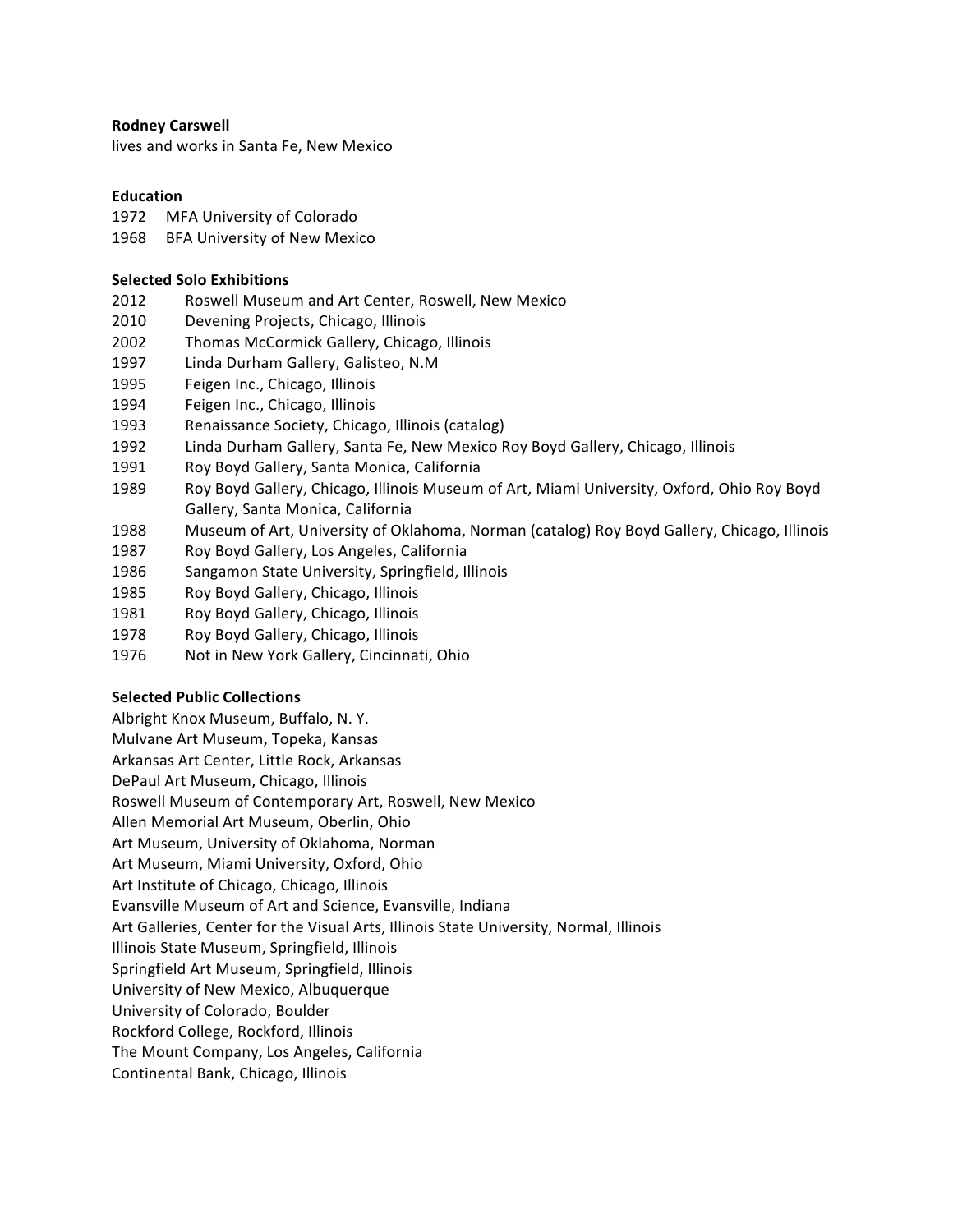**Rodney Carswell**
lives and works in Santa Fe, New Mexico

**Education**

1972 MFA University of Colorado
1968 BFA University of New Mexico

**Selected Solo Exhibitions**

2012 Roswell Museum and Art Center, Roswell, New Mexico
2010 Devening Projects, Chicago, Illinois
2002 Thomas McCormick Gallery, Chicago, Illinois
1997 Linda Durham Gallery, Galisteo, N.M
1995 Feigen Inc., Chicago, Illinois
1994 Feigen Inc., Chicago, Illinois
1993 Renaissance Society, Chicago, Illinois (catalog)
1992 Linda Durham Gallery, Santa Fe, New Mexico Roy Boyd Gallery, Chicago, Illinois
1991 Roy Boyd Gallery, Santa Monica, California
1989 Roy Boyd Gallery, Chicago, Illinois Museum of Art, Miami University, Oxford, Ohio Roy Boyd Gallery, Santa Monica, California
1988 Museum of Art, University of Oklahoma, Norman (catalog) Roy Boyd Gallery, Chicago, Illinois
1987 Roy Boyd Gallery, Los Angeles, California
1986 Sangamon State University, Springfield, Illinois
1985 Roy Boyd Gallery, Chicago, Illinois
1981 Roy Boyd Gallery, Chicago, Illinois
1978 Roy Boyd Gallery, Chicago, Illinois
1976 Not in New York Gallery, Cincinnati, Ohio

**Selected Public Collections**

Albright Knox Museum, Buffalo, N. Y.
Mulvane Art Museum, Topeka, Kansas
Arkansas Art Center, Little Rock, Arkansas
DePaul Art Museum, Chicago, Illinois
Roswell Museum of Contemporary Art, Roswell, New Mexico
Allen Memorial Art Museum, Oberlin, Ohio
Art Museum, University of Oklahoma, Norman
Art Museum, Miami University, Oxford, Ohio
Art Institute of Chicago, Chicago, Illinois
Evansville Museum of Art and Science, Evansville, Indiana
Art Galleries, Center for the Visual Arts, Illinois State University, Normal, Illinois
Illinois State Museum, Springfield, Illinois
Springfield Art Museum, Springfield, Illinois
University of New Mexico, Albuquerque
University of Colorado, Boulder
Rockford College, Rockford, Illinois
The Mount Company, Los Angeles, California
Continental Bank, Chicago, Illinois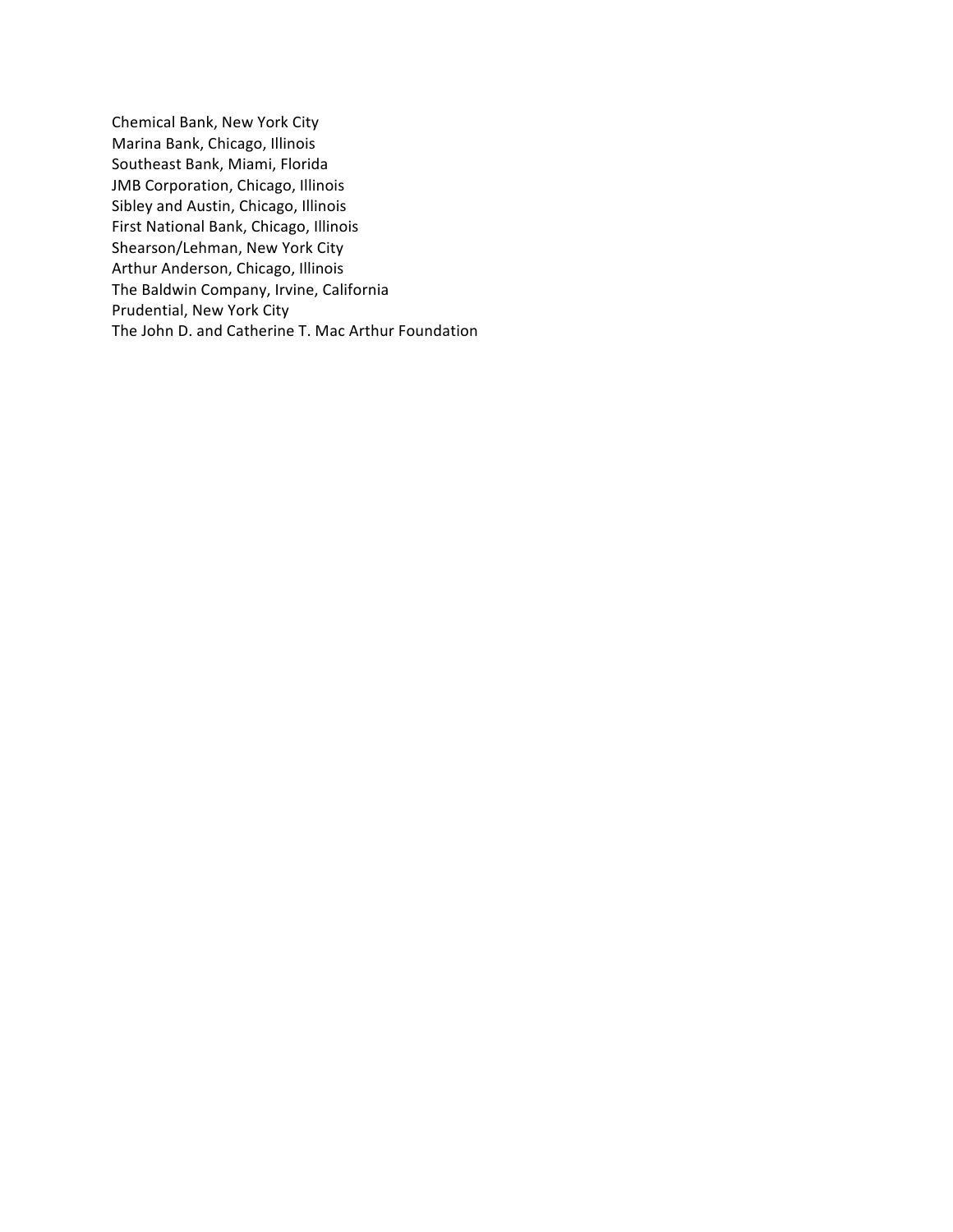Chemical Bank, New York City
Marina Bank, Chicago, Illinois
Southeast Bank, Miami, Florida
JMB Corporation, Chicago, Illinois
Sibley and Austin, Chicago, Illinois
First National Bank, Chicago, Illinois
Shearson/Lehman, New York City
Arthur Anderson, Chicago, Illinois
The Baldwin Company, Irvine, California
Prudential, New York City
The John D. and Catherine T. Mac Arthur Foundation